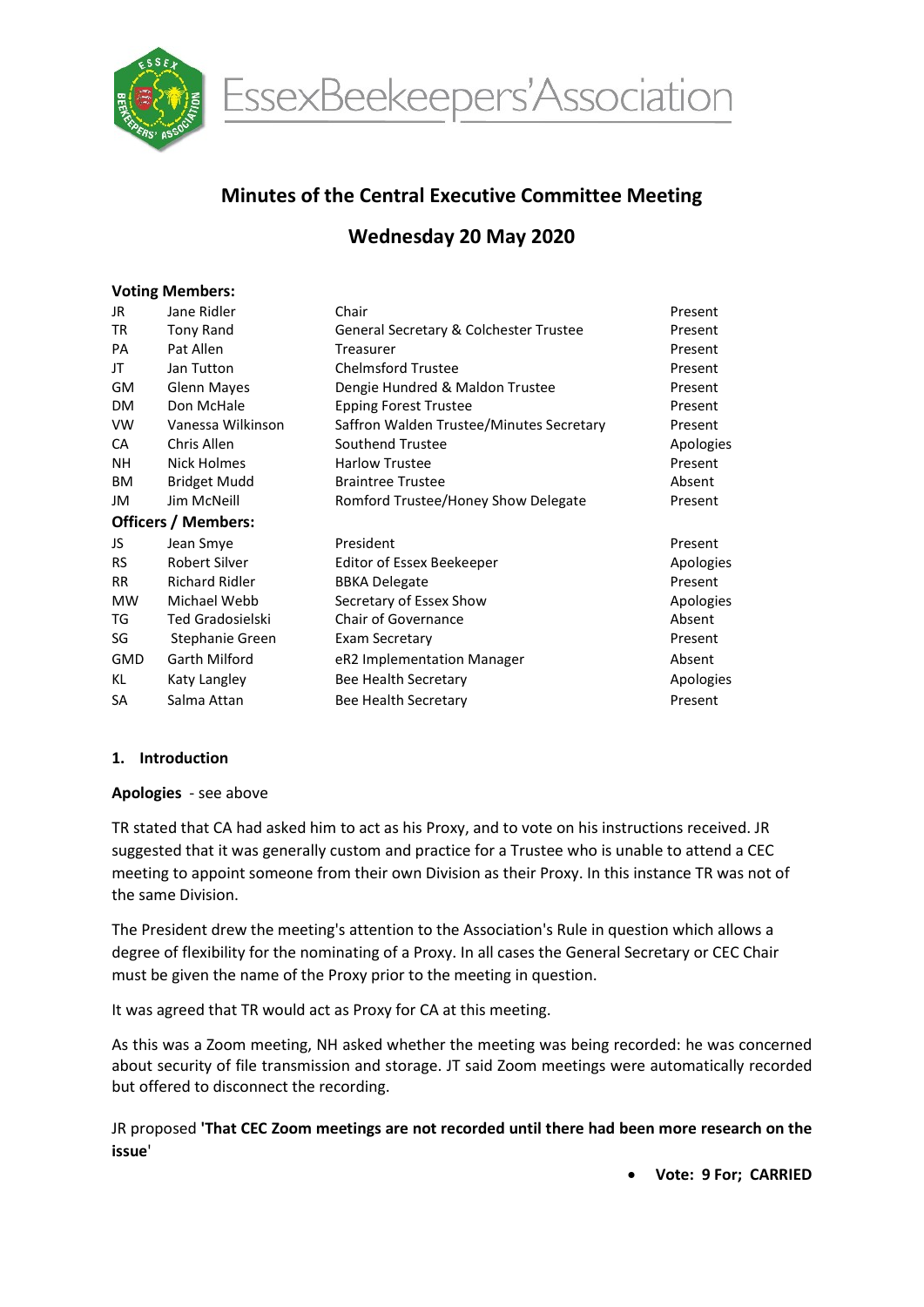EssexBeekeepers'Association

# Minutes of the Central Executive Committee Meeting

## Wednesday 20 May 2020

**Voting Members:**

| | | | |
|---|---|---|---|
| JR | Jane Ridler | Chair | Present |
| TR | Tony Rand | General Secretary & Colchester Trustee | Present |
| PA | Pat Allen | Treasurer | Present |
| JT | Jan Tutton | Chelmsford Trustee | Present |
| GM | Glenn Mayes | Dengie Hundred & Maldon Trustee | Present |
| DM | Don McHale | Epping Forest Trustee | Present |
| VW | Vanessa Wilkinson | Saffron Walden Trustee/Minutes Secretary | Present |
| CA | Chris Allen | Southend Trustee | Apologies |
| NH | Nick Holmes | Harlow Trustee | Present |
| BM | Bridget Mudd | Braintree Trustee | Absent |
| JM | Jim McNeill | Romford Trustee/Honey Show Delegate | Present |

**Officers / Members:**

| | | | |
|---|---|---|---|
| JS | Jean Smye | President | Present |
| RS | Robert Silver | Editor of Essex Beekeeper | Apologies |
| RR | Richard Ridler | BBKA Delegate | Present |
| MW | Michael Webb | Secretary of Essex Show | Apologies |
| TG | Ted Gradosielski | Chair of Governance | Absent |
| SG | Stephanie Green | Exam Secretary | Present |
| GMD | Garth Milford | eR2 Implementation Manager | Absent |
| KL | Katy Langley | Bee Health Secretary | Apologies |
| SA | Salma Attan | Bee Health Secretary | Present |

### 1. Introduction

**Apologies** - see above

TR stated that CA had asked him to act as his Proxy, and to vote on his instructions received. JR suggested that it was generally custom and practice for a Trustee who is unable to attend a CEC meeting to appoint someone from their own Division as their Proxy. In this instance TR was not of the same Division.

The President drew the meeting's attention to the Association's Rule in question which allows a degree of flexibility for the nominating of a Proxy. In all cases the General Secretary or CEC Chair must be given the name of the Proxy prior to the meeting in question.

It was agreed that TR would act as Proxy for CA at this meeting.

As this was a Zoom meeting, NH asked whether the meeting was being recorded: he was concerned about security of file transmission and storage. JT said Zoom meetings were automatically recorded but offered to disconnect the recording.

JR proposed **'That CEC Zoom meetings are not recorded until there had been more research on the issue**'

- **Vote: 9 For; CARRIED**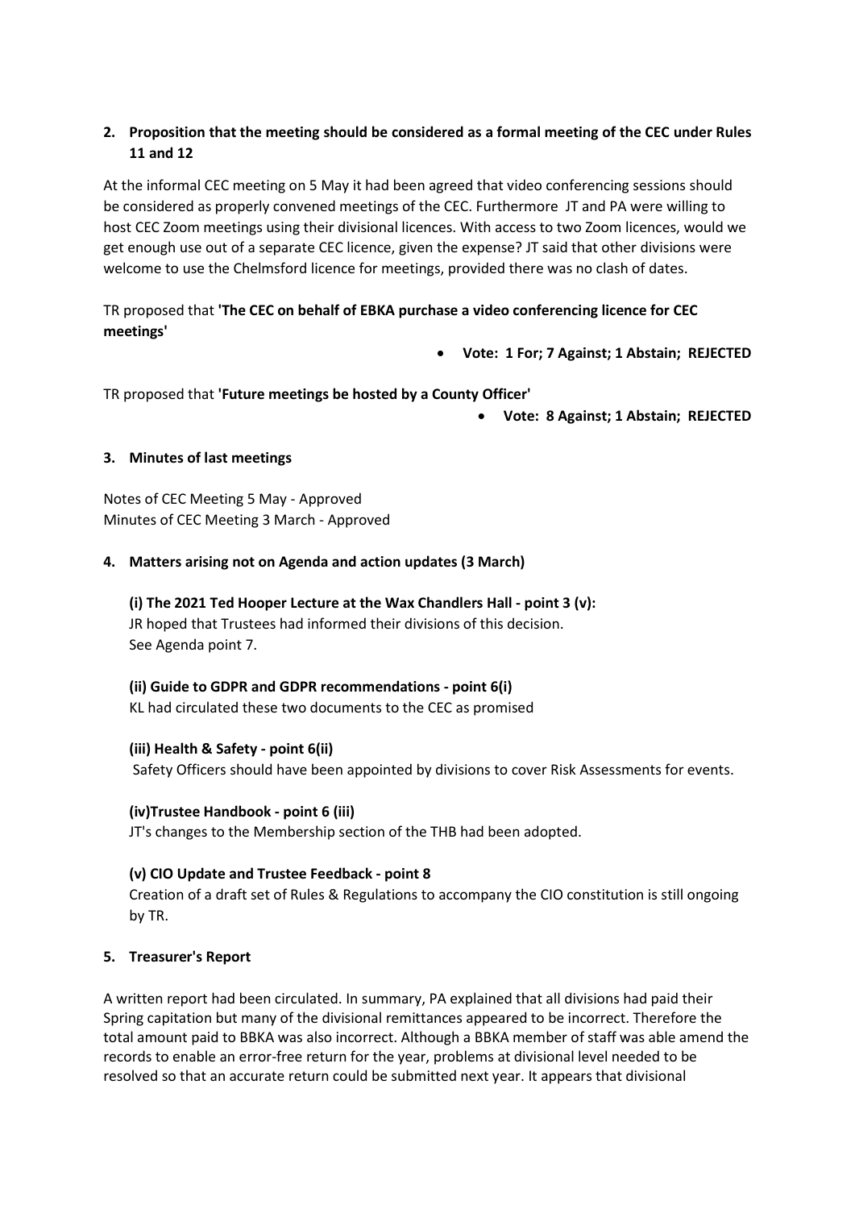## 2. Proposition that the meeting should be considered as a formal meeting of the CEC under Rules 11 and 12

At the informal CEC meeting on 5 May it had been agreed that video conferencing sessions should be considered as properly convened meetings of the CEC. Furthermore JT and PA were willing to host CEC Zoom meetings using their divisional licences. With access to two Zoom licences, would we get enough use out of a separate CEC licence, given the expense? JT said that other divisions were welcome to use the Chelmsford licence for meetings, provided there was no clash of dates.

TR proposed that **'The CEC on behalf of EBKA purchase a video conferencing licence for CEC meetings'**

- **Vote: 1 For; 7 Against; 1 Abstain; REJECTED**

TR proposed that **'Future meetings be hosted by a County Officer'**

- **Vote: 8 Against; 1 Abstain; REJECTED**

## 3. Minutes of last meetings

Notes of CEC Meeting 5 May - Approved
Minutes of CEC Meeting 3 March - Approved

## 4. Matters arising not on Agenda and action updates (3 March)

**(i) The 2021 Ted Hooper Lecture at the Wax Chandlers Hall - point 3 (v):**
JR hoped that Trustees had informed their divisions of this decision.
See Agenda point 7.

**(ii) Guide to GDPR and GDPR recommendations - point 6(i)**
KL had circulated these two documents to the CEC as promised

**(iii) Health & Safety - point 6(ii)**
Safety Officers should have been appointed by divisions to cover Risk Assessments for events.

**(iv)Trustee Handbook - point 6 (iii)**
JT's changes to the Membership section of the THB had been adopted.

**(v) CIO Update and Trustee Feedback - point 8**
Creation of a draft set of Rules & Regulations to accompany the CIO constitution is still ongoing by TR.

## 5. Treasurer's Report

A written report had been circulated. In summary, PA explained that all divisions had paid their Spring capitation but many of the divisional remittances appeared to be incorrect. Therefore the total amount paid to BBKA was also incorrect. Although a BBKA member of staff was able amend the records to enable an error-free return for the year, problems at divisional level needed to be resolved so that an accurate return could be submitted next year. It appears that divisional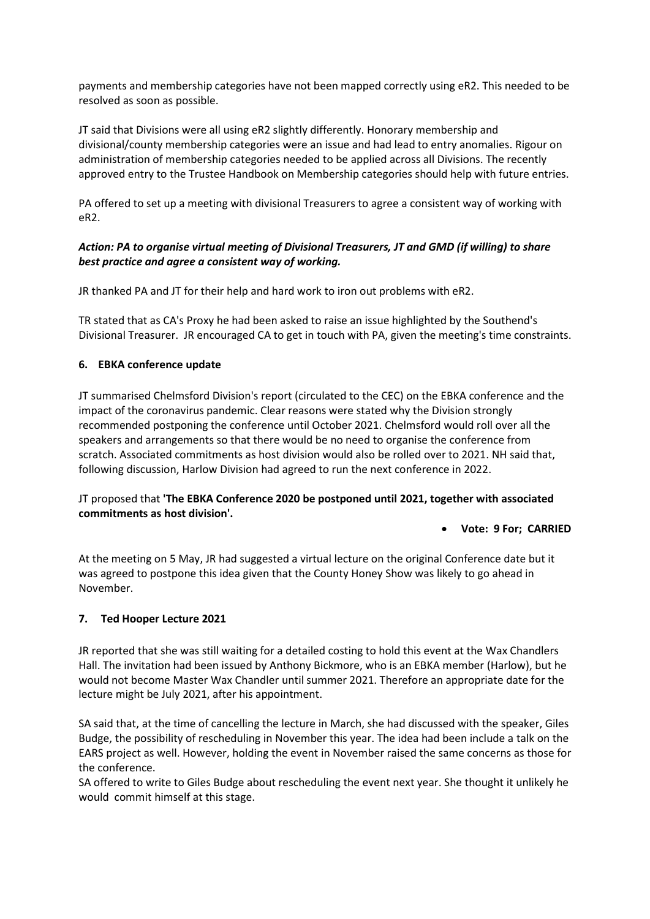payments and membership categories have not been mapped correctly using eR2. This needed to be resolved as soon as possible.

JT said that Divisions were all using eR2 slightly differently. Honorary membership and divisional/county membership categories were an issue and had lead to entry anomalies. Rigour on administration of membership categories needed to be applied across all Divisions. The recently approved entry to the Trustee Handbook on Membership categories should help with future entries.

PA offered to set up a meeting with divisional Treasurers to agree a consistent way of working with eR2.

***Action: PA to organise virtual meeting of Divisional Treasurers, JT and GMD (if willing) to share best practice and agree a consistent way of working.***

JR thanked PA and JT for their help and hard work to iron out problems with eR2.

TR stated that as CA's Proxy he had been asked to raise an issue highlighted by the Southend's Divisional Treasurer. JR encouraged CA to get in touch with PA, given the meeting's time constraints.

### 6. EBKA conference update

JT summarised Chelmsford Division's report (circulated to the CEC) on the EBKA conference and the impact of the coronavirus pandemic. Clear reasons were stated why the Division strongly recommended postponing the conference until October 2021. Chelmsford would roll over all the speakers and arrangements so that there would be no need to organise the conference from scratch. Associated commitments as host division would also be rolled over to 2021. NH said that, following discussion, Harlow Division had agreed to run the next conference in 2022.

JT proposed that **'The EBKA Conference 2020 be postponed until 2021, together with associated commitments as host division'.**

- **Vote: 9 For; CARRIED**

At the meeting on 5 May, JR had suggested a virtual lecture on the original Conference date but it was agreed to postpone this idea given that the County Honey Show was likely to go ahead in November.

### 7. Ted Hooper Lecture 2021

JR reported that she was still waiting for a detailed costing to hold this event at the Wax Chandlers Hall. The invitation had been issued by Anthony Bickmore, who is an EBKA member (Harlow), but he would not become Master Wax Chandler until summer 2021. Therefore an appropriate date for the lecture might be July 2021, after his appointment.

SA said that, at the time of cancelling the lecture in March, she had discussed with the speaker, Giles Budge, the possibility of rescheduling in November this year. The idea had been include a talk on the EARS project as well. However, holding the event in November raised the same concerns as those for the conference.

SA offered to write to Giles Budge about rescheduling the event next year. She thought it unlikely he would commit himself at this stage.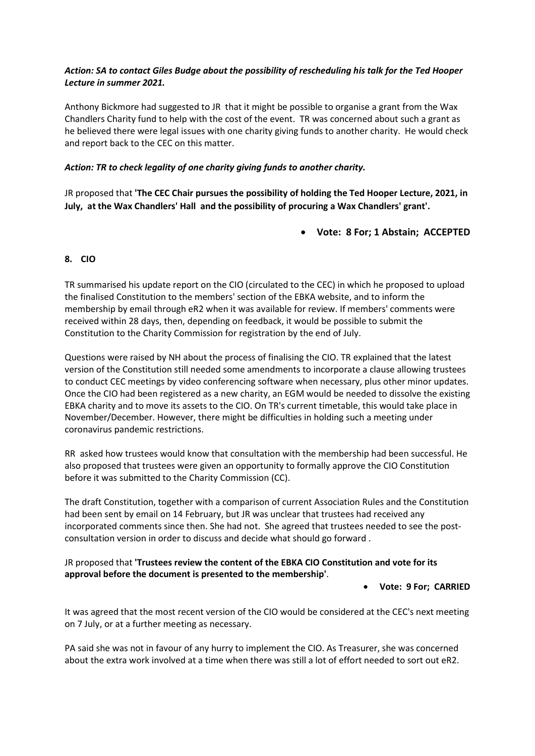***Action: SA to contact Giles Budge about the possibility of rescheduling his talk for the Ted Hooper Lecture in summer 2021.***

Anthony Bickmore had suggested to JR that it might be possible to organise a grant from the Wax Chandlers Charity fund to help with the cost of the event. TR was concerned about such a grant as he believed there were legal issues with one charity giving funds to another charity. He would check and report back to the CEC on this matter.

***Action: TR to check legality of one charity giving funds to another charity.***

JR proposed that **'The CEC Chair pursues the possibility of holding the Ted Hooper Lecture, 2021, in July, at the Wax Chandlers' Hall and the possibility of procuring a Wax Chandlers' grant'.**

- **Vote: 8 For; 1 Abstain; ACCEPTED**

**8. CIO**

TR summarised his update report on the CIO (circulated to the CEC) in which he proposed to upload the finalised Constitution to the members' section of the EBKA website, and to inform the membership by email through eR2 when it was available for review. If members' comments were received within 28 days, then, depending on feedback, it would be possible to submit the Constitution to the Charity Commission for registration by the end of July.

Questions were raised by NH about the process of finalising the CIO. TR explained that the latest version of the Constitution still needed some amendments to incorporate a clause allowing trustees to conduct CEC meetings by video conferencing software when necessary, plus other minor updates. Once the CIO had been registered as a new charity, an EGM would be needed to dissolve the existing EBKA charity and to move its assets to the CIO. On TR's current timetable, this would take place in November/December. However, there might be difficulties in holding such a meeting under coronavirus pandemic restrictions.

RR asked how trustees would know that consultation with the membership had been successful. He also proposed that trustees were given an opportunity to formally approve the CIO Constitution before it was submitted to the Charity Commission (CC).

The draft Constitution, together with a comparison of current Association Rules and the Constitution had been sent by email on 14 February, but JR was unclear that trustees had received any incorporated comments since then. She had not. She agreed that trustees needed to see the post-consultation version in order to discuss and decide what should go forward .

JR proposed that **'Trustees review the content of the EBKA CIO Constitution and vote for its approval before the document is presented to the membership'**.

- **Vote: 9 For; CARRIED**

It was agreed that the most recent version of the CIO would be considered at the CEC's next meeting on 7 July, or at a further meeting as necessary.

PA said she was not in favour of any hurry to implement the CIO. As Treasurer, she was concerned about the extra work involved at a time when there was still a lot of effort needed to sort out eR2.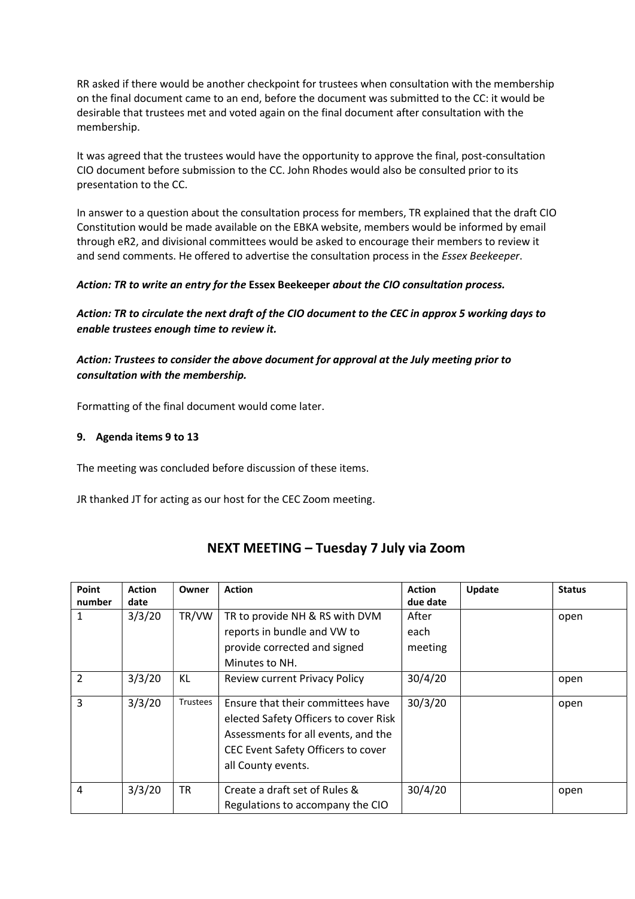RR asked if there would be another checkpoint for trustees when consultation with the membership on the final document came to an end, before the document was submitted to the CC: it would be desirable that trustees met and voted again on the final document after consultation with the membership.

It was agreed that the trustees would have the opportunity to approve the final, post-consultation CIO document before submission to the CC. John Rhodes would also be consulted prior to its presentation to the CC.

In answer to a question about the consultation process for members, TR explained that the draft CIO Constitution would be made available on the EBKA website, members would be informed by email through eR2, and divisional committees would be asked to encourage their members to review it and send comments. He offered to advertise the consultation process in the *Essex Beekeeper*.

***Action: TR to write an entry for the* Essex Beekeeper *about the CIO consultation process.***

***Action: TR to circulate the next draft of the CIO document to the CEC in approx 5 working days to enable trustees enough time to review it.***

***Action: Trustees to consider the above document for approval at the July meeting prior to consultation with the membership.***

Formatting of the final document would come later.

**9. Agenda items 9 to 13**

The meeting was concluded before discussion of these items.

JR thanked JT for acting as our host for the CEC Zoom meeting.

## NEXT MEETING – Tuesday 7 July via Zoom

| Point number | Action date | Owner | Action | Action due date | Update | Status |
|---|---|---|---|---|---|---|
| 1 | 3/3/20 | TR/VW | TR to provide NH & RS with DVM reports in bundle and VW to provide corrected and signed Minutes to NH. | After each meeting | | open |
| 2 | 3/3/20 | KL | Review current Privacy Policy | 30/4/20 | | open |
| 3 | 3/3/20 | Trustees | Ensure that their committees have elected Safety Officers to cover Risk Assessments for all events, and the CEC Event Safety Officers to cover all County events. | 30/3/20 | | open |
| 4 | 3/3/20 | TR | Create a draft set of Rules & Regulations to accompany the CIO | 30/4/20 | | open |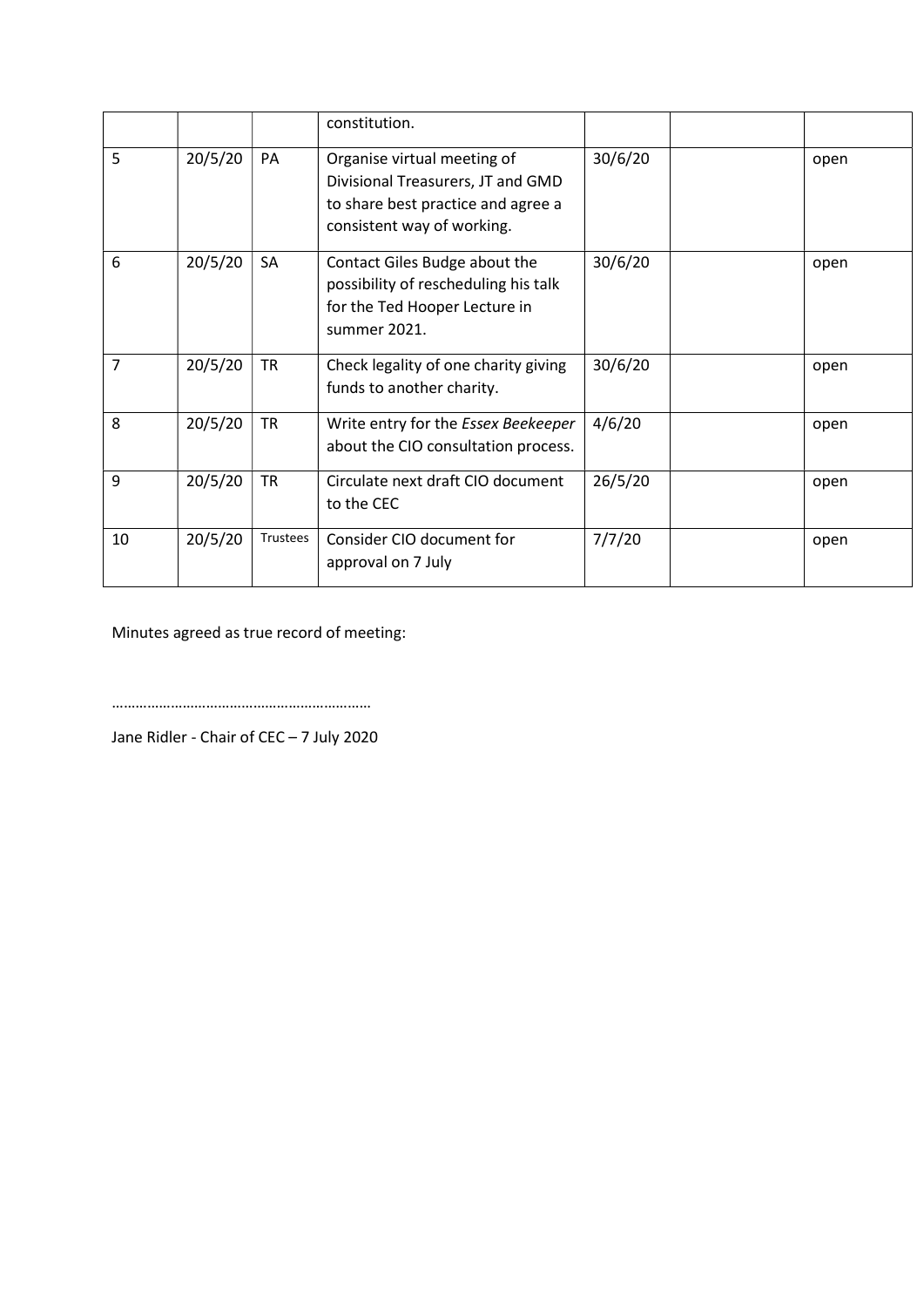| | | | | | | |
|---|---|---|---|---|---|---|
| | | | constitution. | | | |
| 5 | 20/5/20 | PA | Organise virtual meeting of Divisional Treasurers, JT and GMD to share best practice and agree a consistent way of working. | 30/6/20 | | open |
| 6 | 20/5/20 | SA | Contact Giles Budge about the possibility of rescheduling his talk for the Ted Hooper Lecture in summer 2021. | 30/6/20 | | open |
| 7 | 20/5/20 | TR | Check legality of one charity giving funds to another charity. | 30/6/20 | | open |
| 8 | 20/5/20 | TR | Write entry for the *Essex Beekeeper* about the CIO consultation process. | 4/6/20 | | open |
| 9 | 20/5/20 | TR | Circulate next draft CIO document to the CEC | 26/5/20 | | open |
| 10 | 20/5/20 | Trustees | Consider CIO document for approval on 7 July | 7/7/20 | | open |

Minutes agreed as true record of meeting:

…………………………………………………………

Jane Ridler - Chair of CEC – 7 July 2020